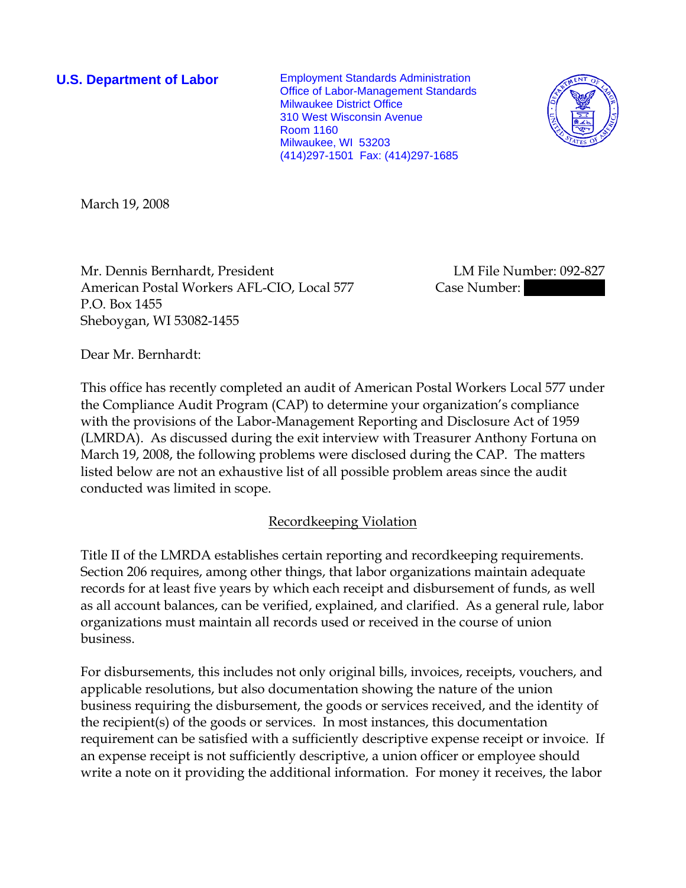**U.S. Department of Labor**

Employment Standards Administration
Office of Labor-Management Standards
Milwaukee District Office
310 West Wisconsin Avenue
Room 1160
Milwaukee, WI 53203
(414)297-1501 Fax: (414)297-1685

March 19, 2008

Mr. Dennis Bernhardt, President
American Postal Workers AFL-CIO, Local 577
P.O. Box 1455
Sheboygan, WI 53082-1455

LM File Number: 092-827
Case Number:

Dear Mr. Bernhardt:

This office has recently completed an audit of American Postal Workers Local 577 under the Compliance Audit Program (CAP) to determine your organization's compliance with the provisions of the Labor-Management Reporting and Disclosure Act of 1959 (LMRDA). As discussed during the exit interview with Treasurer Anthony Fortuna on March 19, 2008, the following problems were disclosed during the CAP. The matters listed below are not an exhaustive list of all possible problem areas since the audit conducted was limited in scope.

## Recordkeeping Violation

Title II of the LMRDA establishes certain reporting and recordkeeping requirements. Section 206 requires, among other things, that labor organizations maintain adequate records for at least five years by which each receipt and disbursement of funds, as well as all account balances, can be verified, explained, and clarified. As a general rule, labor organizations must maintain all records used or received in the course of union business.

For disbursements, this includes not only original bills, invoices, receipts, vouchers, and applicable resolutions, but also documentation showing the nature of the union business requiring the disbursement, the goods or services received, and the identity of the recipient(s) of the goods or services. In most instances, this documentation requirement can be satisfied with a sufficiently descriptive expense receipt or invoice. If an expense receipt is not sufficiently descriptive, a union officer or employee should write a note on it providing the additional information. For money it receives, the labor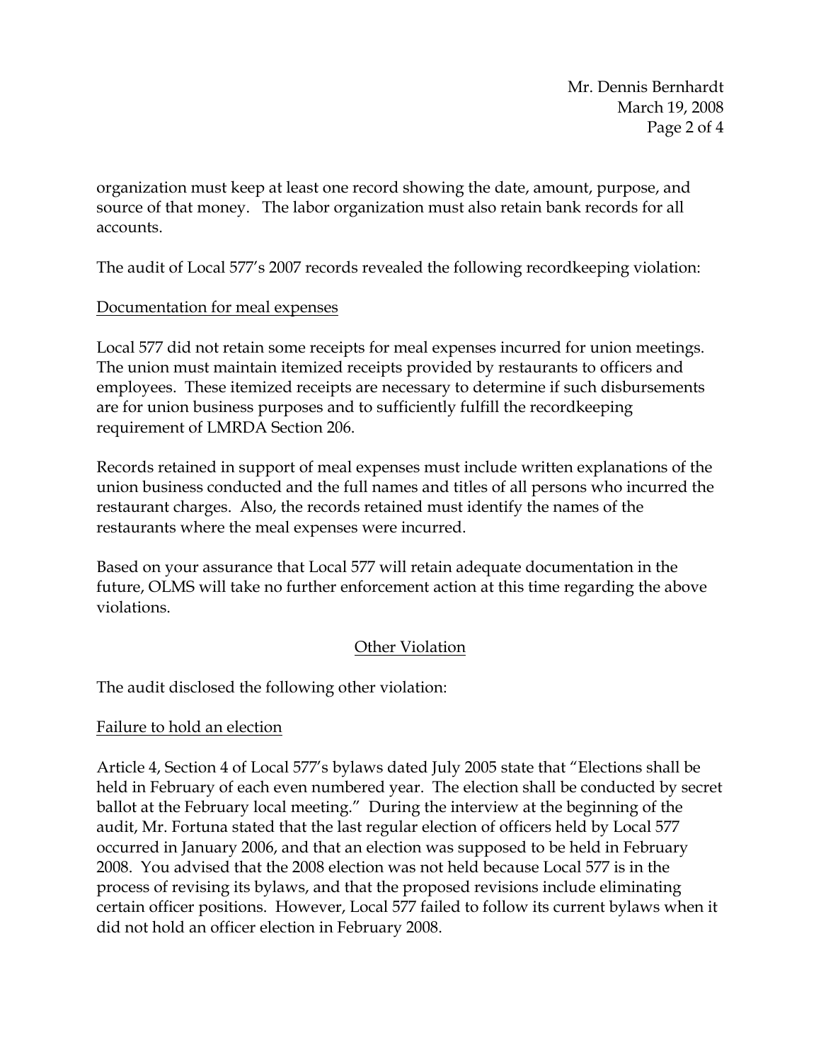organization must keep at least one record showing the date, amount, purpose, and source of that money. The labor organization must also retain bank records for all accounts.

The audit of Local 577's 2007 records revealed the following recordkeeping violation:

Documentation for meal expenses

Local 577 did not retain some receipts for meal expenses incurred for union meetings. The union must maintain itemized receipts provided by restaurants to officers and employees. These itemized receipts are necessary to determine if such disbursements are for union business purposes and to sufficiently fulfill the recordkeeping requirement of LMRDA Section 206.

Records retained in support of meal expenses must include written explanations of the union business conducted and the full names and titles of all persons who incurred the restaurant charges. Also, the records retained must identify the names of the restaurants where the meal expenses were incurred.

Based on your assurance that Local 577 will retain adequate documentation in the future, OLMS will take no further enforcement action at this time regarding the above violations.

## Other Violation

The audit disclosed the following other violation:

Failure to hold an election

Article 4, Section 4 of Local 577's bylaws dated July 2005 state that "Elections shall be held in February of each even numbered year. The election shall be conducted by secret ballot at the February local meeting." During the interview at the beginning of the audit, Mr. Fortuna stated that the last regular election of officers held by Local 577 occurred in January 2006, and that an election was supposed to be held in February 2008. You advised that the 2008 election was not held because Local 577 is in the process of revising its bylaws, and that the proposed revisions include eliminating certain officer positions. However, Local 577 failed to follow its current bylaws when it did not hold an officer election in February 2008.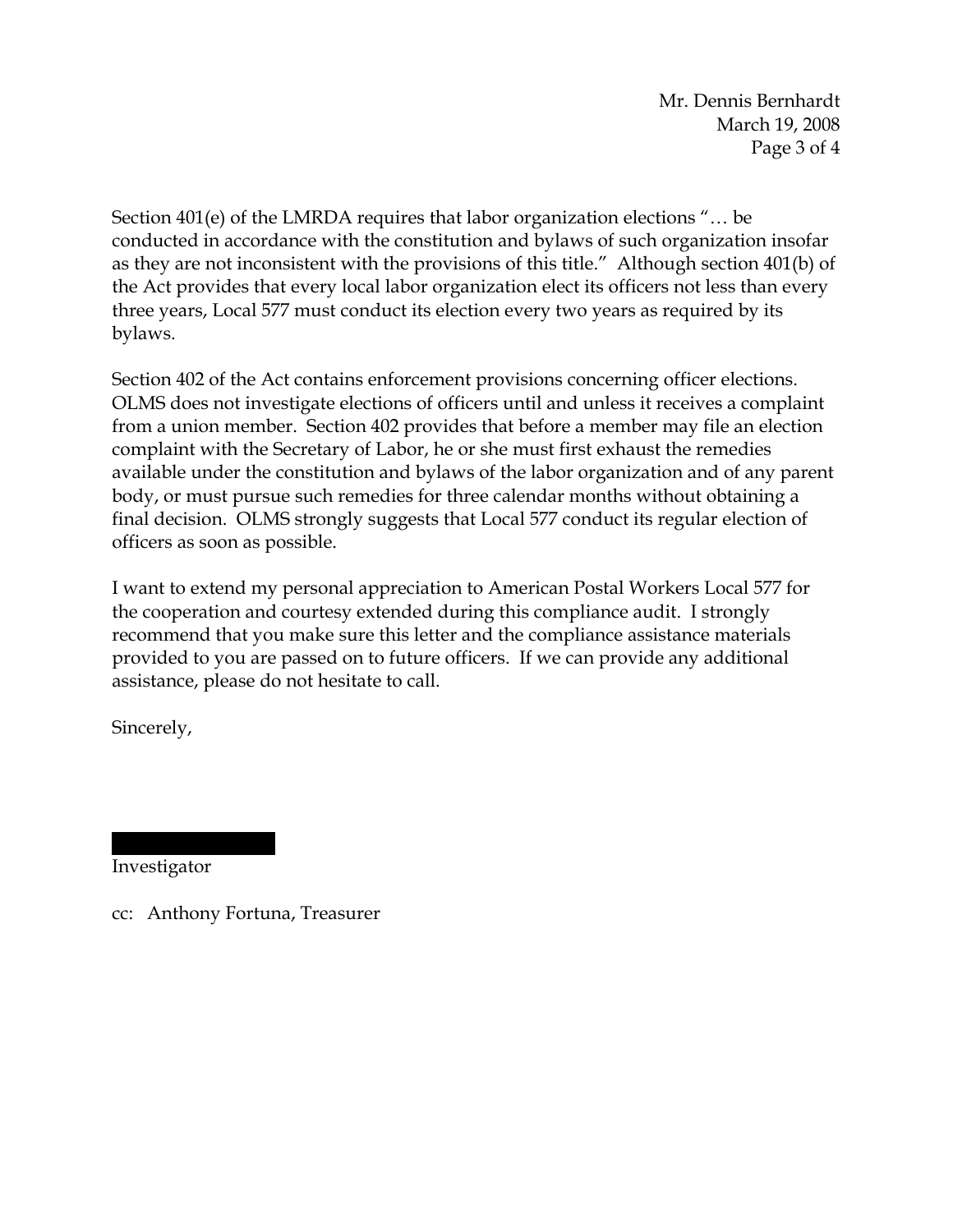Section 401(e) of the LMRDA requires that labor organization elections "… be conducted in accordance with the constitution and bylaws of such organization insofar as they are not inconsistent with the provisions of this title." Although section 401(b) of the Act provides that every local labor organization elect its officers not less than every three years, Local 577 must conduct its election every two years as required by its bylaws.

Section 402 of the Act contains enforcement provisions concerning officer elections. OLMS does not investigate elections of officers until and unless it receives a complaint from a union member. Section 402 provides that before a member may file an election complaint with the Secretary of Labor, he or she must first exhaust the remedies available under the constitution and bylaws of the labor organization and of any parent body, or must pursue such remedies for three calendar months without obtaining a final decision. OLMS strongly suggests that Local 577 conduct its regular election of officers as soon as possible.

I want to extend my personal appreciation to American Postal Workers Local 577 for the cooperation and courtesy extended during this compliance audit. I strongly recommend that you make sure this letter and the compliance assistance materials provided to you are passed on to future officers. If we can provide any additional assistance, please do not hesitate to call.

Sincerely,

Investigator

cc: Anthony Fortuna, Treasurer